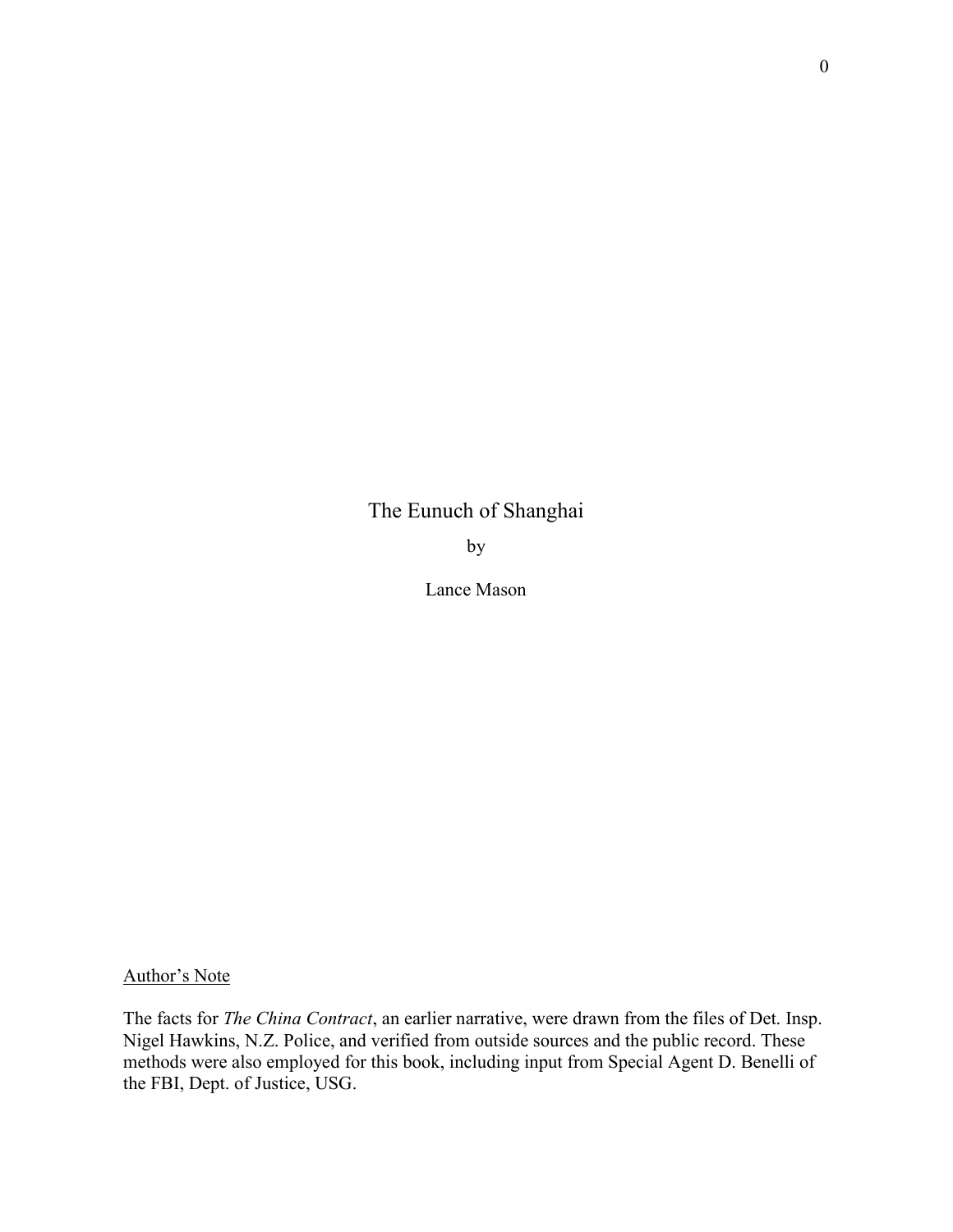# The Eunuch of Shanghai

by

Lance Mason

Author's Note

The facts for *The China Contract*, an earlier narrative, were drawn from the files of Det. Insp. Nigel Hawkins, N.Z. Police, and verified from outside sources and the public record. These methods were also employed for this book, including input from Special Agent D. Benelli of the FBI, Dept. of Justice, USG.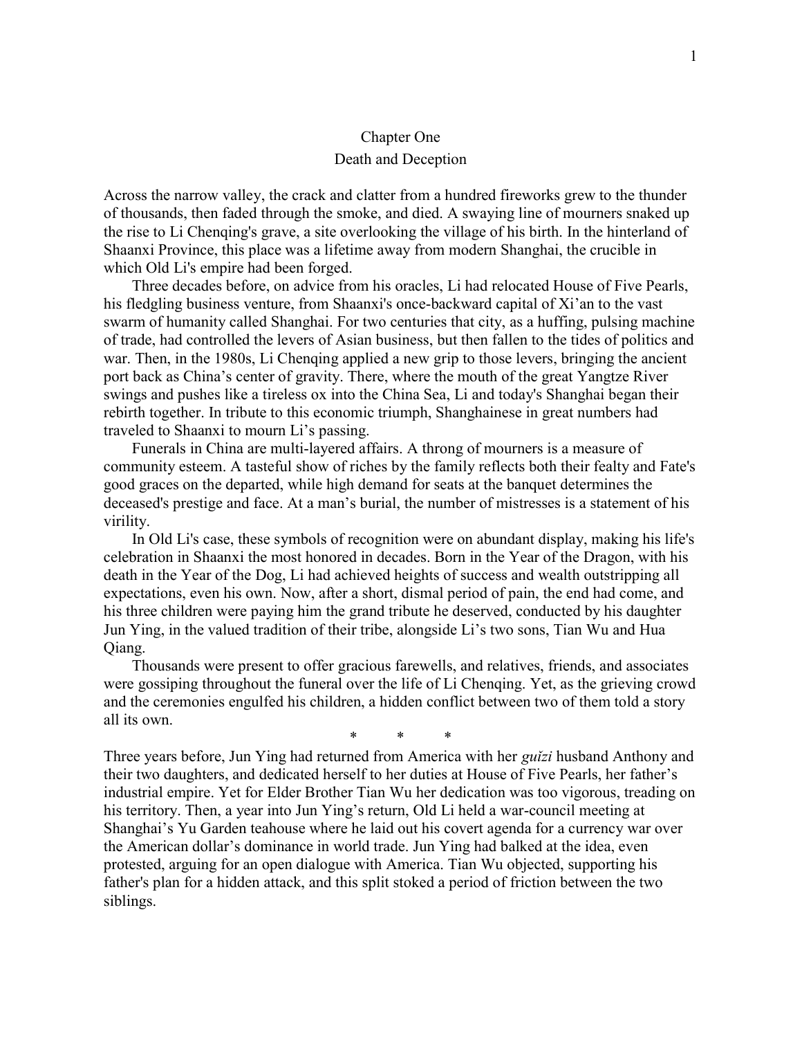# Chapter One

## Death and Deception

Across the narrow valley, the crack and clatter from a hundred fireworks grew to the thunder of thousands, then faded through the smoke, and died. A swaying line of mourners snaked up the rise to Li Chenqing's grave, a site overlooking the village of his birth. In the hinterland of Shaanxi Province, this place was a lifetime away from modern Shanghai, the crucible in which Old Li's empire had been forged.

Three decades before, on advice from his oracles, Li had relocated House of Five Pearls, his fledgling business venture, from Shaanxi's once-backward capital of Xi'an to the vast swarm of humanity called Shanghai. For two centuries that city, as a huffing, pulsing machine of trade, had controlled the levers of Asian business, but then fallen to the tides of politics and war. Then, in the 1980s, Li Chenqing applied a new grip to those levers, bringing the ancient port back as China's center of gravity. There, where the mouth of the great Yangtze River swings and pushes like a tireless ox into the China Sea, Li and today's Shanghai began their rebirth together. In tribute to this economic triumph, Shanghainese in great numbers had traveled to Shaanxi to mourn Li's passing.

Funerals in China are multi-layered affairs. A throng of mourners is a measure of community esteem. A tasteful show of riches by the family reflects both their fealty and Fate's good graces on the departed, while high demand for seats at the banquet determines the deceased's prestige and face. At a man's burial, the number of mistresses is a statement of his virility.

In Old Li's case, these symbols of recognition were on abundant display, making his life's celebration in Shaanxi the most honored in decades. Born in the Year of the Dragon, with his death in the Year of the Dog, Li had achieved heights of success and wealth outstripping all expectations, even his own. Now, after a short, dismal period of pain, the end had come, and his three children were paying him the grand tribute he deserved, conducted by his daughter Jun Ying, in the valued tradition of their tribe, alongside Li's two sons, Tian Wu and Hua Qiang.

Thousands were present to offer gracious farewells, and relatives, friends, and associates were gossiping throughout the funeral over the life of Li Chenqing. Yet, as the grieving crowd and the ceremonies engulfed his children, a hidden conflict between two of them told a story all its own.

\* \* \*

Three years before, Jun Ying had returned from America with her *guǐzi* husband Anthony and their two daughters, and dedicated herself to her duties at House of Five Pearls, her father's industrial empire. Yet for Elder Brother Tian Wu her dedication was too vigorous, treading on his territory. Then, a year into Jun Ying's return, Old Li held a war-council meeting at Shanghai's Yu Garden teahouse where he laid out his covert agenda for a currency war over the American dollar's dominance in world trade. Jun Ying had balked at the idea, even protested, arguing for an open dialogue with America. Tian Wu objected, supporting his father's plan for a hidden attack, and this split stoked a period of friction between the two siblings.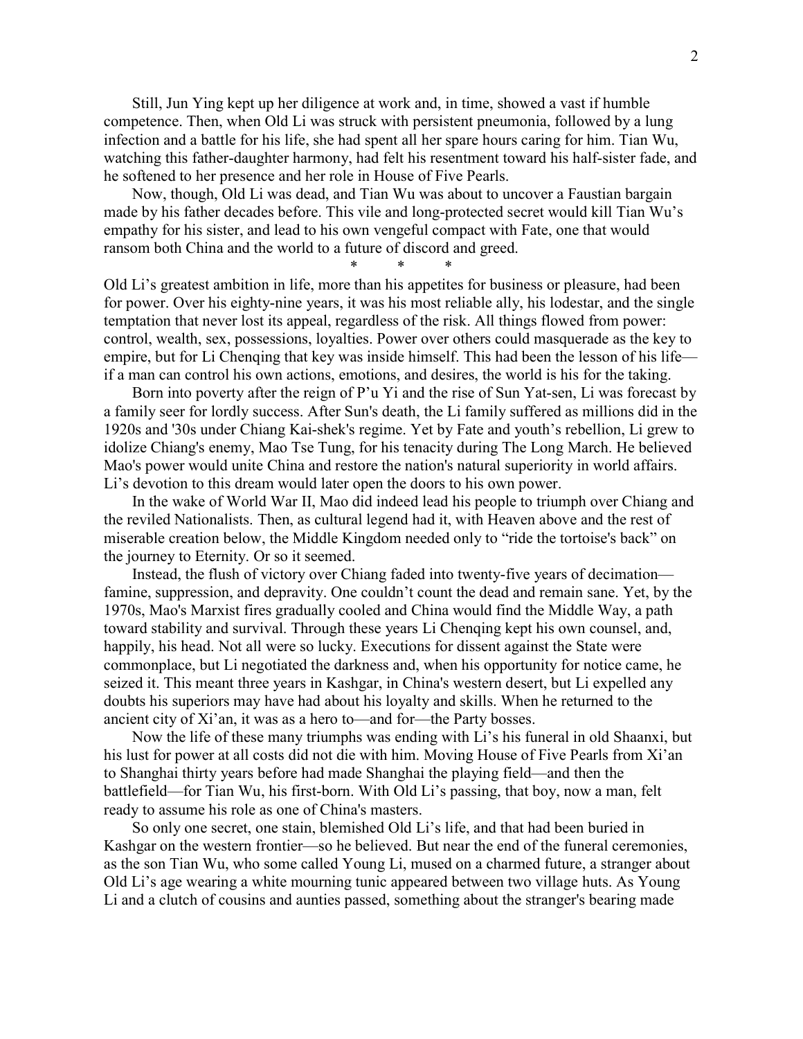Still, Jun Ying kept up her diligence at work and, in time, showed a vast if humble competence. Then, when Old Li was struck with persistent pneumonia, followed by a lung infection and a battle for his life, she had spent all her spare hours caring for him. Tian Wu, watching this father-daughter harmony, had felt his resentment toward his half-sister fade, and he softened to her presence and her role in House of Five Pearls.

Now, though, Old Li was dead, and Tian Wu was about to uncover a Faustian bargain made by his father decades before. This vile and long-protected secret would kill Tian Wu's empathy for his sister, and lead to his own vengeful compact with Fate, one that would ransom both China and the world to a future of discord and greed.

\*          \*          \*

Old Li's greatest ambition in life, more than his appetites for business or pleasure, had been for power. Over his eighty-nine years, it was his most reliable ally, his lodestar, and the single temptation that never lost its appeal, regardless of the risk. All things flowed from power: control, wealth, sex, possessions, loyalties. Power over others could masquerade as the key to empire, but for Li Chenqing that key was inside himself. This had been the lesson of his life—if a man can control his own actions, emotions, and desires, the world is his for the taking.

Born into poverty after the reign of P'u Yi and the rise of Sun Yat-sen, Li was forecast by a family seer for lordly success. After Sun's death, the Li family suffered as millions did in the 1920s and '30s under Chiang Kai-shek's regime. Yet by Fate and youth's rebellion, Li grew to idolize Chiang's enemy, Mao Tse Tung, for his tenacity during The Long March. He believed Mao's power would unite China and restore the nation's natural superiority in world affairs. Li's devotion to this dream would later open the doors to his own power.

In the wake of World War II, Mao did indeed lead his people to triumph over Chiang and the reviled Nationalists. Then, as cultural legend had it, with Heaven above and the rest of miserable creation below, the Middle Kingdom needed only to "ride the tortoise's back" on the journey to Eternity. Or so it seemed.

Instead, the flush of victory over Chiang faded into twenty-five years of decimation—famine, suppression, and depravity. One couldn't count the dead and remain sane. Yet, by the 1970s, Mao's Marxist fires gradually cooled and China would find the Middle Way, a path toward stability and survival. Through these years Li Chenqing kept his own counsel, and, happily, his head. Not all were so lucky. Executions for dissent against the State were commonplace, but Li negotiated the darkness and, when his opportunity for notice came, he seized it. This meant three years in Kashgar, in China's western desert, but Li expelled any doubts his superiors may have had about his loyalty and skills. When he returned to the ancient city of Xi'an, it was as a hero to—and for—the Party bosses.

Now the life of these many triumphs was ending with Li's his funeral in old Shaanxi, but his lust for power at all costs did not die with him. Moving House of Five Pearls from Xi'an to Shanghai thirty years before had made Shanghai the playing field—and then the battlefield—for Tian Wu, his first-born. With Old Li's passing, that boy, now a man, felt ready to assume his role as one of China's masters.

So only one secret, one stain, blemished Old Li's life, and that had been buried in Kashgar on the western frontier—so he believed. But near the end of the funeral ceremonies, as the son Tian Wu, who some called Young Li, mused on a charmed future, a stranger about Old Li's age wearing a white mourning tunic appeared between two village huts. As Young Li and a clutch of cousins and aunties passed, something about the stranger's bearing made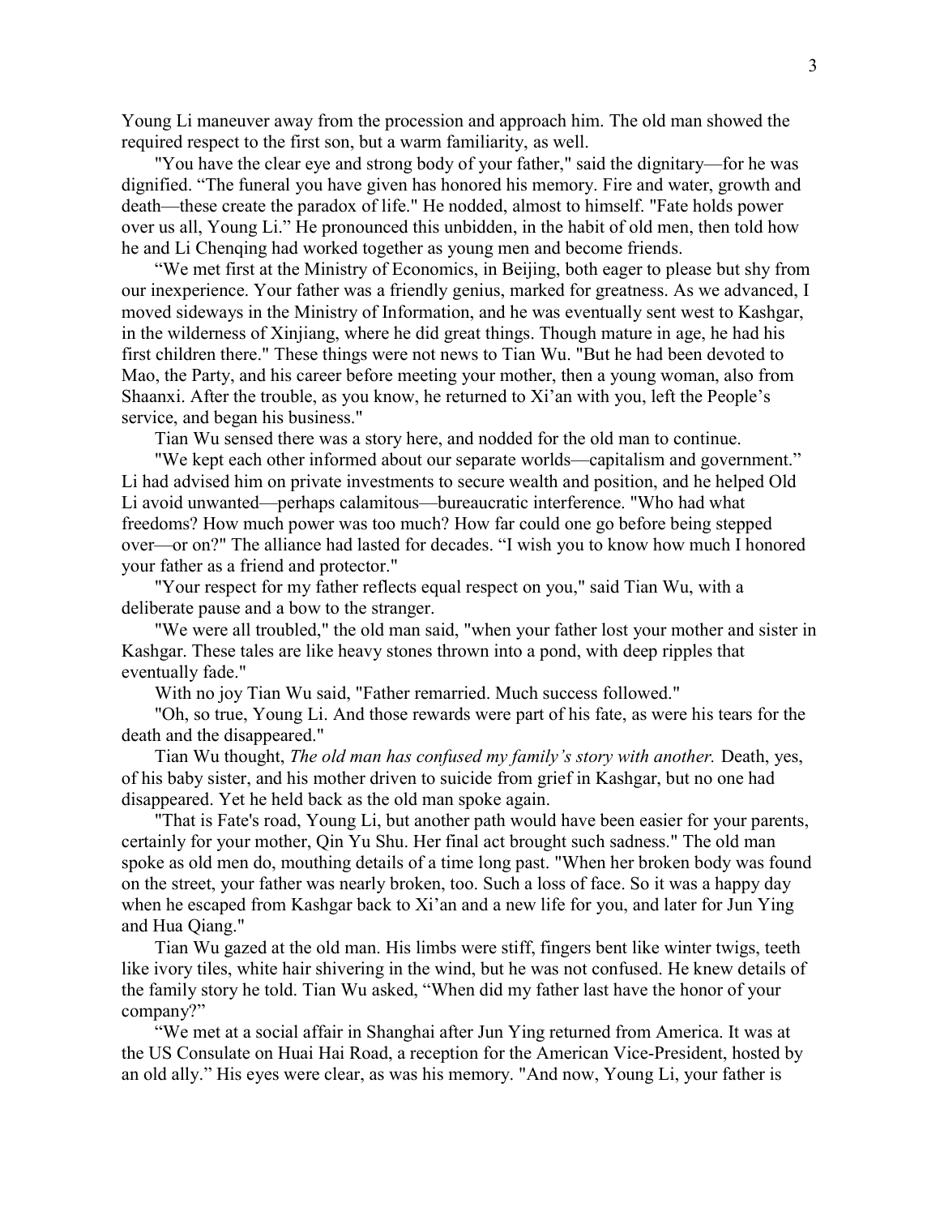Young Li maneuver away from the procession and approach him. The old man showed the required respect to the first son, but a warm familiarity, as well.

"You have the clear eye and strong body of your father," said the dignitary—for he was dignified. "The funeral you have given has honored his memory. Fire and water, growth and death—these create the paradox of life." He nodded, almost to himself. "Fate holds power over us all, Young Li." He pronounced this unbidden, in the habit of old men, then told how he and Li Chenqing had worked together as young men and become friends.

"We met first at the Ministry of Economics, in Beijing, both eager to please but shy from our inexperience. Your father was a friendly genius, marked for greatness. As we advanced, I moved sideways in the Ministry of Information, and he was eventually sent west to Kashgar, in the wilderness of Xinjiang, where he did great things. Though mature in age, he had his first children there." These things were not news to Tian Wu. "But he had been devoted to Mao, the Party, and his career before meeting your mother, then a young woman, also from Shaanxi. After the trouble, as you know, he returned to Xi'an with you, left the People's service, and began his business."

Tian Wu sensed there was a story here, and nodded for the old man to continue.

"We kept each other informed about our separate worlds—capitalism and government." Li had advised him on private investments to secure wealth and position, and he helped Old Li avoid unwanted—perhaps calamitous—bureaucratic interference. "Who had what freedoms? How much power was too much? How far could one go before being stepped over—or on?" The alliance had lasted for decades. "I wish you to know how much I honored your father as a friend and protector."

"Your respect for my father reflects equal respect on you," said Tian Wu, with a deliberate pause and a bow to the stranger.

"We were all troubled," the old man said, "when your father lost your mother and sister in Kashgar. These tales are like heavy stones thrown into a pond, with deep ripples that eventually fade."

With no joy Tian Wu said, "Father remarried. Much success followed."

"Oh, so true, Young Li. And those rewards were part of his fate, as were his tears for the death and the disappeared."

Tian Wu thought, *The old man has confused my family's story with another.* Death, yes, of his baby sister, and his mother driven to suicide from grief in Kashgar, but no one had disappeared. Yet he held back as the old man spoke again.

"That is Fate's road, Young Li, but another path would have been easier for your parents, certainly for your mother, Qin Yu Shu. Her final act brought such sadness." The old man spoke as old men do, mouthing details of a time long past. "When her broken body was found on the street, your father was nearly broken, too. Such a loss of face. So it was a happy day when he escaped from Kashgar back to Xi'an and a new life for you, and later for Jun Ying and Hua Qiang."

Tian Wu gazed at the old man. His limbs were stiff, fingers bent like winter twigs, teeth like ivory tiles, white hair shivering in the wind, but he was not confused. He knew details of the family story he told. Tian Wu asked, "When did my father last have the honor of your company?"

"We met at a social affair in Shanghai after Jun Ying returned from America. It was at the US Consulate on Huai Hai Road, a reception for the American Vice-President, hosted by an old ally." His eyes were clear, as was his memory. "And now, Young Li, your father is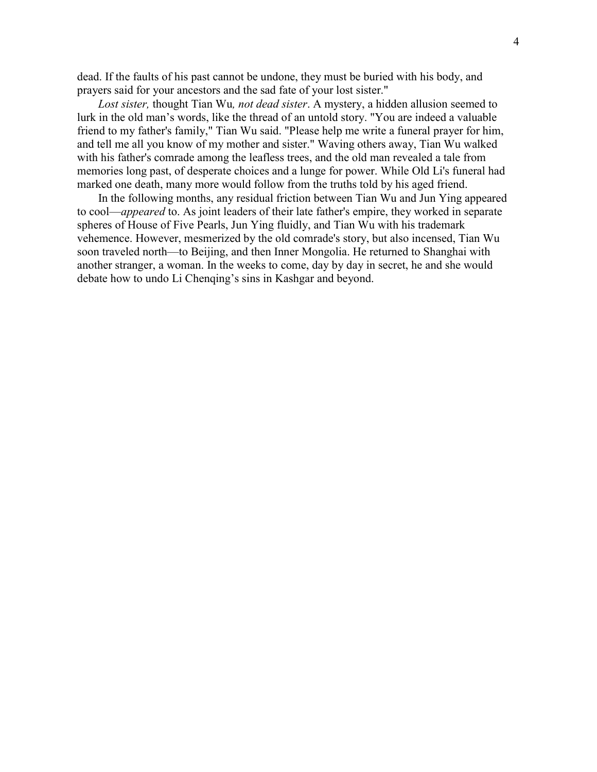dead. If the faults of his past cannot be undone, they must be buried with his body, and prayers said for your ancestors and the sad fate of your lost sister."

*Lost sister,* thought Tian Wu*, not dead sister*. A mystery, a hidden allusion seemed to lurk in the old man's words, like the thread of an untold story. "You are indeed a valuable friend to my father's family," Tian Wu said. "Please help me write a funeral prayer for him, and tell me all you know of my mother and sister." Waving others away, Tian Wu walked with his father's comrade among the leafless trees, and the old man revealed a tale from memories long past, of desperate choices and a lunge for power. While Old Li's funeral had marked one death, many more would follow from the truths told by his aged friend.

In the following months, any residual friction between Tian Wu and Jun Ying appeared to cool—*appeared* to. As joint leaders of their late father's empire, they worked in separate spheres of House of Five Pearls, Jun Ying fluidly, and Tian Wu with his trademark vehemence. However, mesmerized by the old comrade's story, but also incensed, Tian Wu soon traveled north—to Beijing, and then Inner Mongolia. He returned to Shanghai with another stranger, a woman. In the weeks to come, day by day in secret, he and she would debate how to undo Li Chenqing's sins in Kashgar and beyond.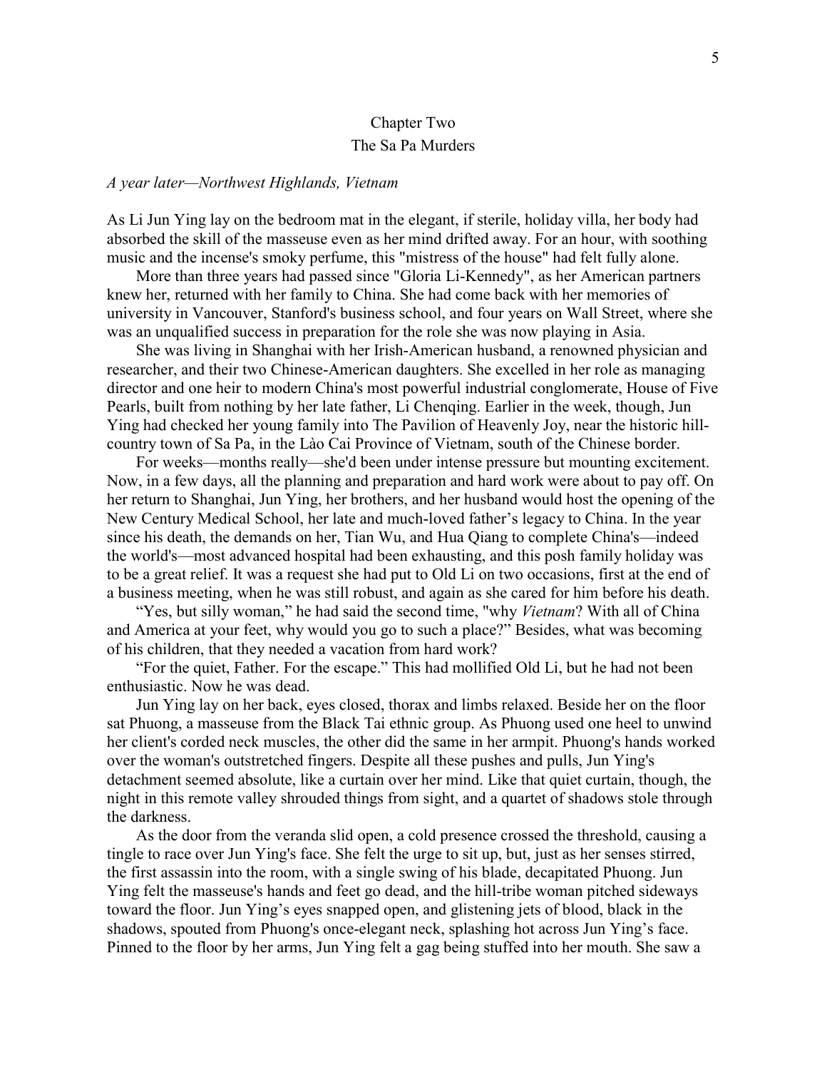# Chapter Two
## The Sa Pa Murders

*A year later—Northwest Highlands, Vietnam*

As Li Jun Ying lay on the bedroom mat in the elegant, if sterile, holiday villa, her body had absorbed the skill of the masseuse even as her mind drifted away. For an hour, with soothing music and the incense's smoky perfume, this "mistress of the house" had felt fully alone.

More than three years had passed since "Gloria Li-Kennedy", as her American partners knew her, returned with her family to China. She had come back with her memories of university in Vancouver, Stanford's business school, and four years on Wall Street, where she was an unqualified success in preparation for the role she was now playing in Asia.

She was living in Shanghai with her Irish-American husband, a renowned physician and researcher, and their two Chinese-American daughters. She excelled in her role as managing director and one heir to modern China's most powerful industrial conglomerate, House of Five Pearls, built from nothing by her late father, Li Chenqing. Earlier in the week, though, Jun Ying had checked her young family into The Pavilion of Heavenly Joy, near the historic hill-country town of Sa Pa, in the Lào Cai Province of Vietnam, south of the Chinese border.

For weeks—months really—she'd been under intense pressure but mounting excitement. Now, in a few days, all the planning and preparation and hard work were about to pay off. On her return to Shanghai, Jun Ying, her brothers, and her husband would host the opening of the New Century Medical School, her late and much-loved father's legacy to China. In the year since his death, the demands on her, Tian Wu, and Hua Qiang to complete China's—indeed the world's—most advanced hospital had been exhausting, and this posh family holiday was to be a great relief. It was a request she had put to Old Li on two occasions, first at the end of a business meeting, when he was still robust, and again as she cared for him before his death.

"Yes, but silly woman," he had said the second time, "why *Vietnam*? With all of China and America at your feet, why would you go to such a place?" Besides, what was becoming of his children, that they needed a vacation from hard work?

"For the quiet, Father. For the escape." This had mollified Old Li, but he had not been enthusiastic. Now he was dead.

Jun Ying lay on her back, eyes closed, thorax and limbs relaxed. Beside her on the floor sat Phuong, a masseuse from the Black Tai ethnic group. As Phuong used one heel to unwind her client's corded neck muscles, the other did the same in her armpit. Phuong's hands worked over the woman's outstretched fingers. Despite all these pushes and pulls, Jun Ying's detachment seemed absolute, like a curtain over her mind. Like that quiet curtain, though, the night in this remote valley shrouded things from sight, and a quartet of shadows stole through the darkness.

As the door from the veranda slid open, a cold presence crossed the threshold, causing a tingle to race over Jun Ying's face. She felt the urge to sit up, but, just as her senses stirred, the first assassin into the room, with a single swing of his blade, decapitated Phuong. Jun Ying felt the masseuse's hands and feet go dead, and the hill-tribe woman pitched sideways toward the floor. Jun Ying's eyes snapped open, and glistening jets of blood, black in the shadows, spouted from Phuong's once-elegant neck, splashing hot across Jun Ying's face. Pinned to the floor by her arms, Jun Ying felt a gag being stuffed into her mouth. She saw a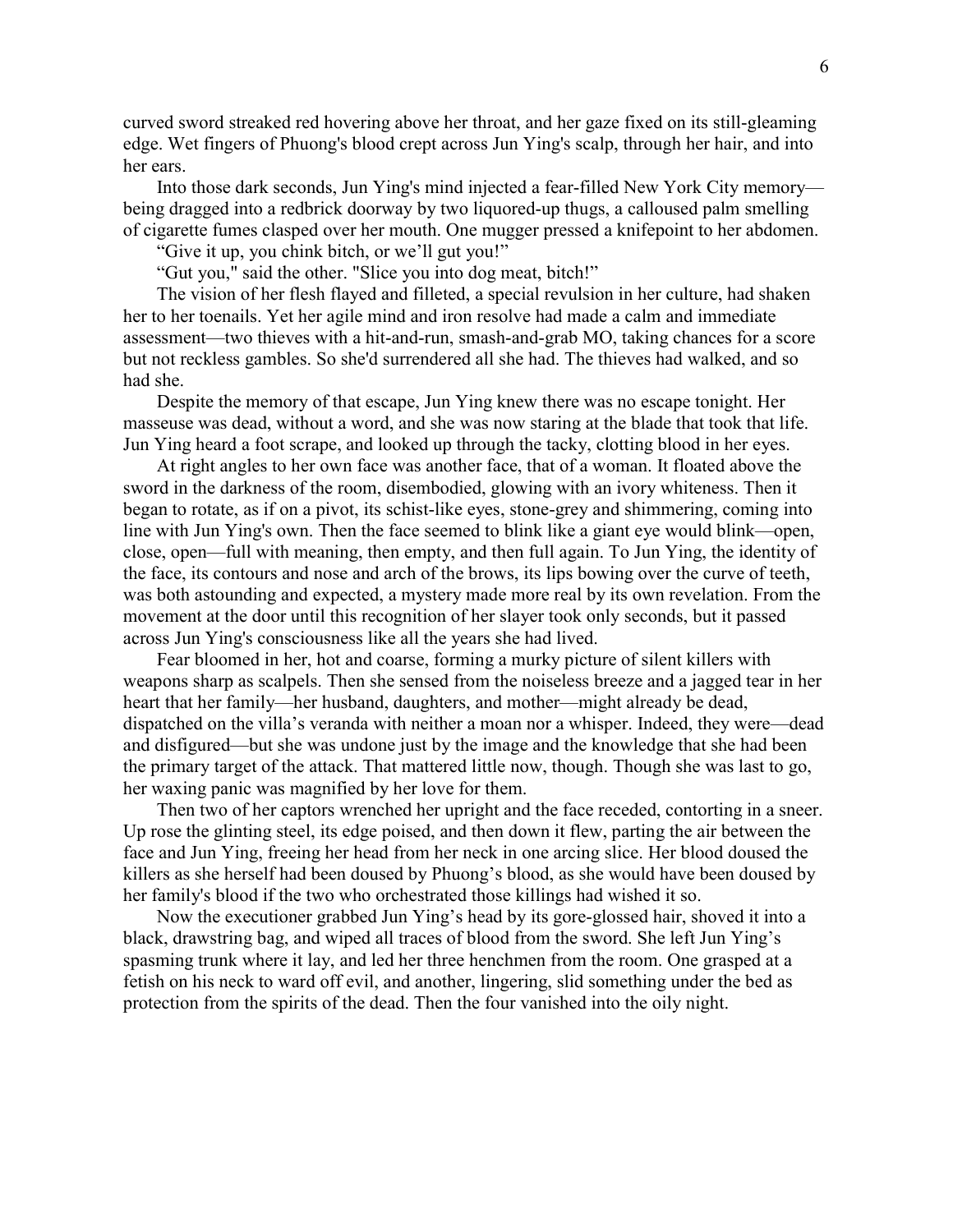curved sword streaked red hovering above her throat, and her gaze fixed on its still-gleaming edge. Wet fingers of Phuong's blood crept across Jun Ying's scalp, through her hair, and into her ears.

Into those dark seconds, Jun Ying's mind injected a fear-filled New York City memory—being dragged into a redbrick doorway by two liquored-up thugs, a calloused palm smelling of cigarette fumes clasped over her mouth. One mugger pressed a knifepoint to her abdomen.

"Give it up, you chink bitch, or we'll gut you!"

"Gut you," said the other. "Slice you into dog meat, bitch!"

The vision of her flesh flayed and filleted, a special revulsion in her culture, had shaken her to her toenails. Yet her agile mind and iron resolve had made a calm and immediate assessment—two thieves with a hit-and-run, smash-and-grab MO, taking chances for a score but not reckless gambles. So she'd surrendered all she had. The thieves had walked, and so had she.

Despite the memory of that escape, Jun Ying knew there was no escape tonight. Her masseuse was dead, without a word, and she was now staring at the blade that took that life. Jun Ying heard a foot scrape, and looked up through the tacky, clotting blood in her eyes.

At right angles to her own face was another face, that of a woman. It floated above the sword in the darkness of the room, disembodied, glowing with an ivory whiteness. Then it began to rotate, as if on a pivot, its schist-like eyes, stone-grey and shimmering, coming into line with Jun Ying's own. Then the face seemed to blink like a giant eye would blink—open, close, open—full with meaning, then empty, and then full again. To Jun Ying, the identity of the face, its contours and nose and arch of the brows, its lips bowing over the curve of teeth, was both astounding and expected, a mystery made more real by its own revelation. From the movement at the door until this recognition of her slayer took only seconds, but it passed across Jun Ying's consciousness like all the years she had lived.

Fear bloomed in her, hot and coarse, forming a murky picture of silent killers with weapons sharp as scalpels. Then she sensed from the noiseless breeze and a jagged tear in her heart that her family—her husband, daughters, and mother—might already be dead, dispatched on the villa's veranda with neither a moan nor a whisper. Indeed, they were—dead and disfigured—but she was undone just by the image and the knowledge that she had been the primary target of the attack. That mattered little now, though. Though she was last to go, her waxing panic was magnified by her love for them.

Then two of her captors wrenched her upright and the face receded, contorting in a sneer. Up rose the glinting steel, its edge poised, and then down it flew, parting the air between the face and Jun Ying, freeing her head from her neck in one arcing slice. Her blood doused the killers as she herself had been doused by Phuong's blood, as she would have been doused by her family's blood if the two who orchestrated those killings had wished it so.

Now the executioner grabbed Jun Ying's head by its gore-glossed hair, shoved it into a black, drawstring bag, and wiped all traces of blood from the sword. She left Jun Ying's spasming trunk where it lay, and led her three henchmen from the room. One grasped at a fetish on his neck to ward off evil, and another, lingering, slid something under the bed as protection from the spirits of the dead. Then the four vanished into the oily night.